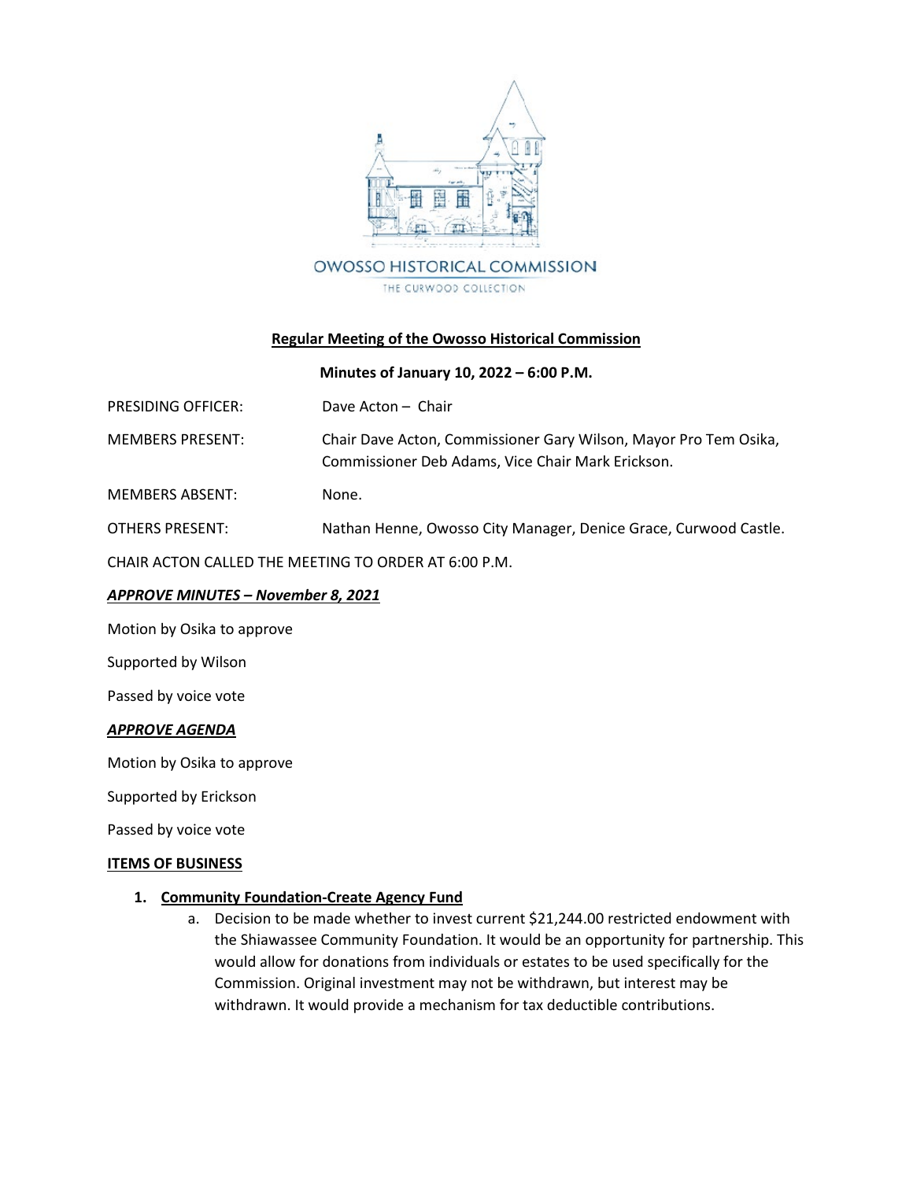OWOSSO HISTORICAL COMMISSION

THE CURWOOD COLLECTION

## Regular Meeting of the Owosso Historical Commission

**Minutes of January 10, 2022 – 6:00 P.M.**

PRESIDING OFFICER: Dave Acton – Chair

MEMBERS PRESENT: Chair Dave Acton, Commissioner Gary Wilson, Mayor Pro Tem Osika, Commissioner Deb Adams, Vice Chair Mark Erickson.

MEMBERS ABSENT: None.

OTHERS PRESENT: Nathan Henne, Owosso City Manager, Denice Grace, Curwood Castle.

CHAIR ACTON CALLED THE MEETING TO ORDER AT 6:00 P.M.

***APPROVE MINUTES – November 8, 2021***

Motion by Osika to approve

Supported by Wilson

Passed by voice vote

***APPROVE AGENDA***

Motion by Osika to approve

Supported by Erickson

Passed by voice vote

**ITEMS OF BUSINESS**

1. **Community Foundation-Create Agency Fund**
   a. Decision to be made whether to invest current $21,244.00 restricted endowment with the Shiawassee Community Foundation. It would be an opportunity for partnership. This would allow for donations from individuals or estates to be used specifically for the Commission. Original investment may not be withdrawn, but interest may be withdrawn. It would provide a mechanism for tax deductible contributions.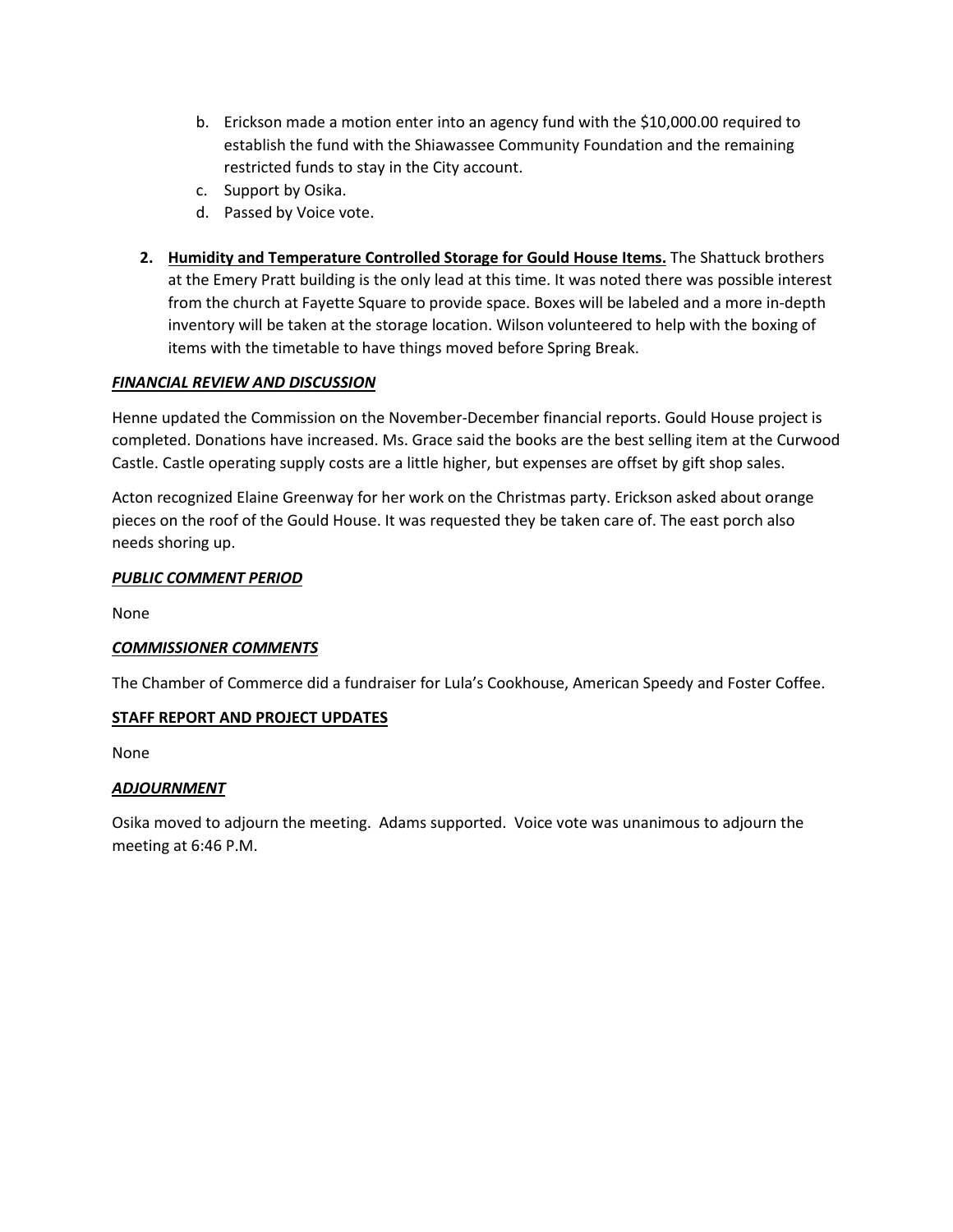b. Erickson made a motion enter into an agency fund with the $10,000.00 required to establish the fund with the Shiawassee Community Foundation and the remaining restricted funds to stay in the City account.
c. Support by Osika.
d. Passed by Voice vote.

2. **Humidity and Temperature Controlled Storage for Gould House Items.** The Shattuck brothers at the Emery Pratt building is the only lead at this time. It was noted there was possible interest from the church at Fayette Square to provide space. Boxes will be labeled and a more in-depth inventory will be taken at the storage location. Wilson volunteered to help with the boxing of items with the timetable to have things moved before Spring Break.

***FINANCIAL REVIEW AND DISCUSSION***

Henne updated the Commission on the November-December financial reports. Gould House project is completed. Donations have increased. Ms. Grace said the books are the best selling item at the Curwood Castle. Castle operating supply costs are a little higher, but expenses are offset by gift shop sales.

Acton recognized Elaine Greenway for her work on the Christmas party. Erickson asked about orange pieces on the roof of the Gould House. It was requested they be taken care of. The east porch also needs shoring up.

***PUBLIC COMMENT PERIOD***

None

***COMMISSIONER COMMENTS***

The Chamber of Commerce did a fundraiser for Lula's Cookhouse, American Speedy and Foster Coffee.

**STAFF REPORT AND PROJECT UPDATES**

None

***ADJOURNMENT***

Osika moved to adjourn the meeting. Adams supported. Voice vote was unanimous to adjourn the meeting at 6:46 P.M.